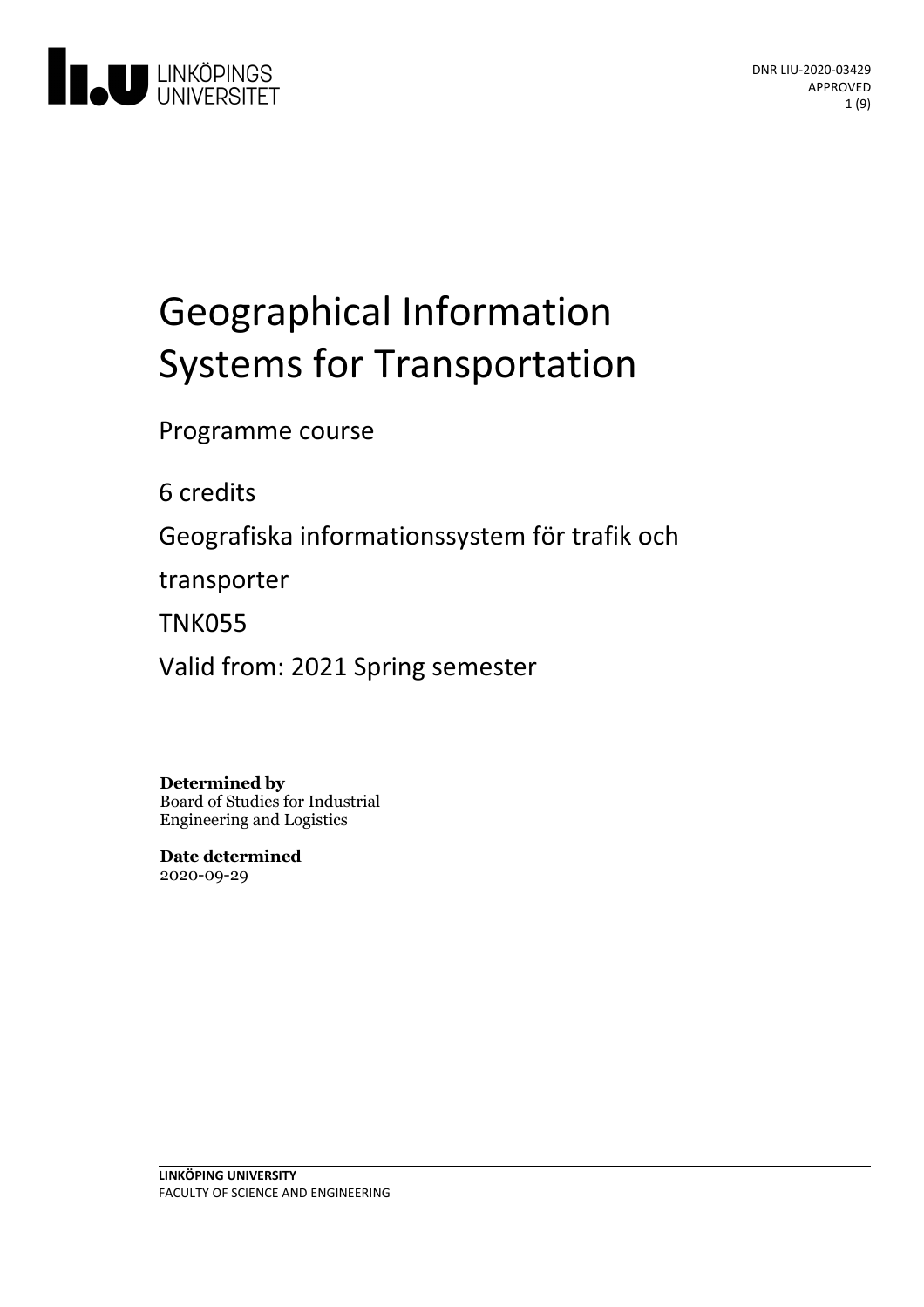# Geographical Information Systems for Transportation

Programme course

6 credits

Geografiska informationssystem för trafik och transporter

TNK055

Valid from: 2021 Spring semester

**Determined by**
Board of Studies for Industrial Engineering and Logistics

**Date determined**
2020-09-29

DNR LIU-2020-03429
APPROVED

**LINKÖPING UNIVERSITY**
FACULTY OF SCIENCE AND ENGINEERING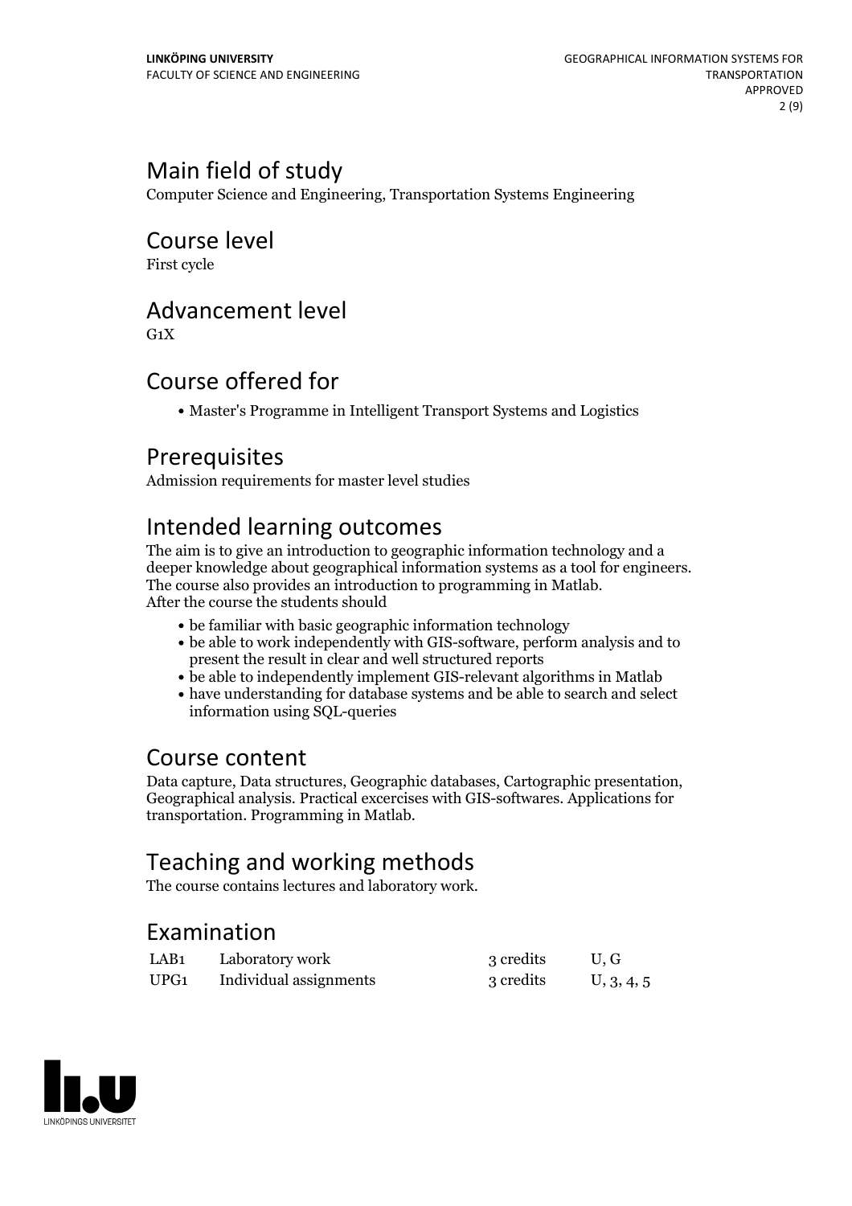## Main field of study

Computer Science and Engineering, Transportation Systems Engineering

## Course level

First cycle

## Advancement level

G1X

## Course offered for

- Master's Programme in Intelligent Transport Systems and Logistics

## Prerequisites

Admission requirements for master level studies

## Intended learning outcomes

The aim is to give an introduction to geographic information technology and a deeper knowledge about geographical information systems as a tool for engineers. The course also provides an introduction to programming in Matlab.
After the course the students should

- be familiar with basic geographic information technology
- be able to work independently with GIS-software, perform analysis and to present the result in clear and well structured reports
- be able to independently implement GIS-relevant algorithms in Matlab
- have understanding for database systems and be able to search and select information using SQL-queries

## Course content

Data capture, Data structures, Geographic databases, Cartographic presentation, Geographical analysis. Practical excercises with GIS-softwares. Applications for transportation. Programming in Matlab.

## Teaching and working methods

The course contains lectures and laboratory work.

## Examination

| | | | |
|---|---|---|---|
| LAB1 | Laboratory work | 3 credits | U, G |
| UPG1 | Individual assignments | 3 credits | U, 3, 4, 5 |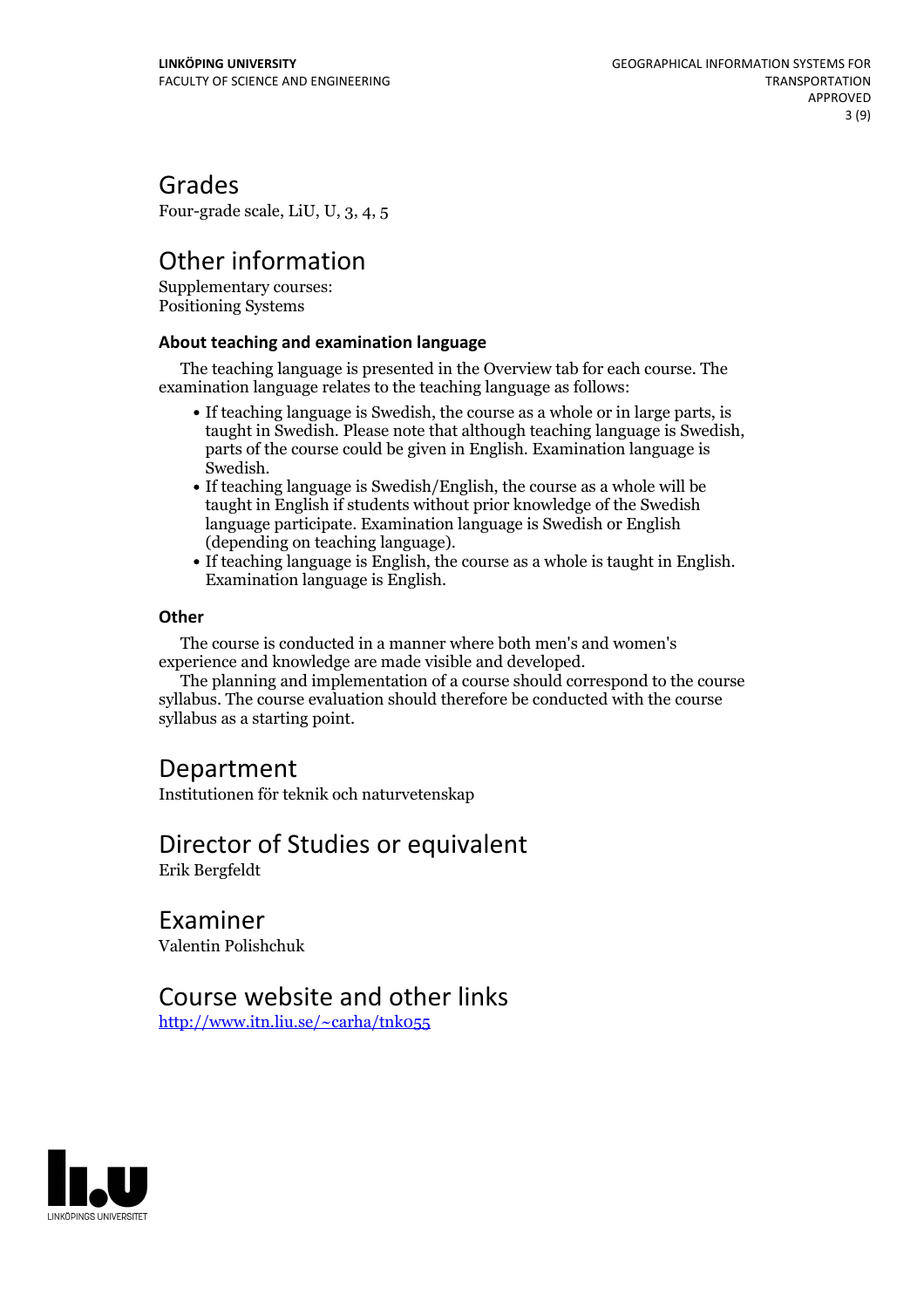## Grades

Four-grade scale, LiU, U, 3, 4, 5

## Other information

Supplementary courses:
Positioning Systems

### About teaching and examination language

The teaching language is presented in the Overview tab for each course. The examination language relates to the teaching language as follows:

- If teaching language is Swedish, the course as a whole or in large parts, is taught in Swedish. Please note that although teaching language is Swedish, parts of the course could be given in English. Examination language is Swedish.
- If teaching language is Swedish/English, the course as a whole will be taught in English if students without prior knowledge of the Swedish language participate. Examination language is Swedish or English (depending on teaching language).
- If teaching language is English, the course as a whole is taught in English. Examination language is English.

### Other

The course is conducted in a manner where both men's and women's experience and knowledge are made visible and developed.

The planning and implementation of a course should correspond to the course syllabus. The course evaluation should therefore be conducted with the course syllabus as a starting point.

## Department

Institutionen för teknik och naturvetenskap

## Director of Studies or equivalent

Erik Bergfeldt

## Examiner

Valentin Polishchuk

## Course website and other links

http://www.itn.liu.se/~carha/tnk055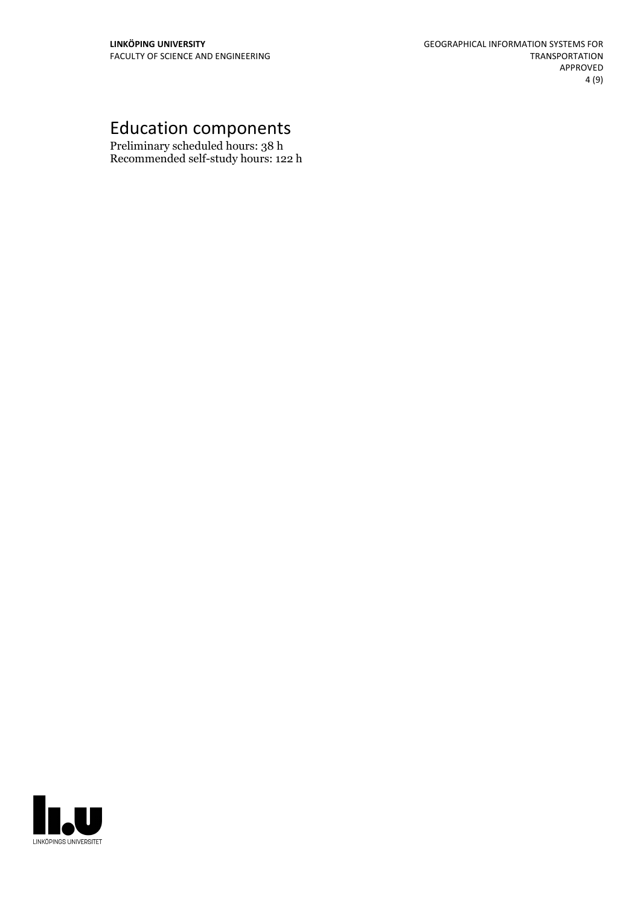# Education components

Preliminary scheduled hours: 38 h
Recommended self-study hours: 122 h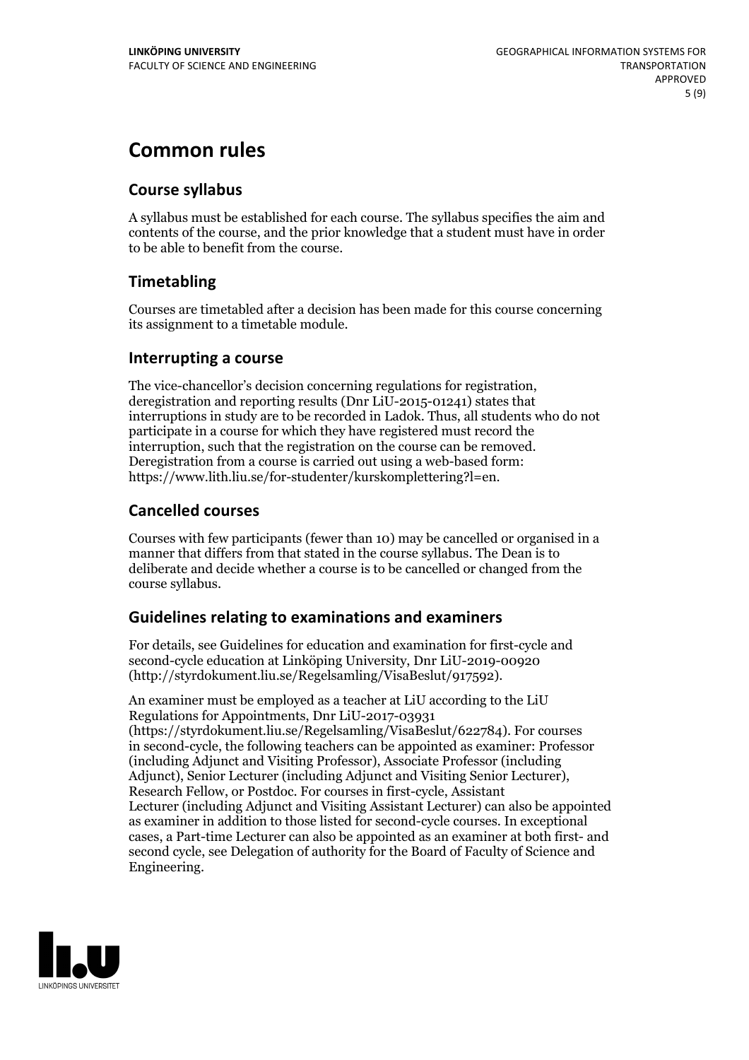# Common rules

## Course syllabus

A syllabus must be established for each course. The syllabus specifies the aim and contents of the course, and the prior knowledge that a student must have in order to be able to benefit from the course.

## Timetabling

Courses are timetabled after a decision has been made for this course concerning its assignment to a timetable module.

## Interrupting a course

The vice-chancellor's decision concerning regulations for registration, deregistration and reporting results (Dnr LiU-2015-01241) states that interruptions in study are to be recorded in Ladok. Thus, all students who do not participate in a course for which they have registered must record the interruption, such that the registration on the course can be removed. Deregistration from a course is carried out using a web-based form: https://www.lith.liu.se/for-studenter/kurskomplettering?l=en.

## Cancelled courses

Courses with few participants (fewer than 10) may be cancelled or organised in a manner that differs from that stated in the course syllabus. The Dean is to deliberate and decide whether a course is to be cancelled or changed from the course syllabus.

## Guidelines relating to examinations and examiners

For details, see Guidelines for education and examination for first-cycle and second-cycle education at Linköping University, Dnr LiU-2019-00920 (http://styrdokument.liu.se/Regelsamling/VisaBeslut/917592).

An examiner must be employed as a teacher at LiU according to the LiU Regulations for Appointments, Dnr LiU-2017-03931 (https://styrdokument.liu.se/Regelsamling/VisaBeslut/622784). For courses in second-cycle, the following teachers can be appointed as examiner: Professor (including Adjunct and Visiting Professor), Associate Professor (including Adjunct), Senior Lecturer (including Adjunct and Visiting Senior Lecturer), Research Fellow, or Postdoc. For courses in first-cycle, Assistant Lecturer (including Adjunct and Visiting Assistant Lecturer) can also be appointed as examiner in addition to those listed for second-cycle courses. In exceptional cases, a Part-time Lecturer can also be appointed as an examiner at both first- and second cycle, see Delegation of authority for the Board of Faculty of Science and Engineering.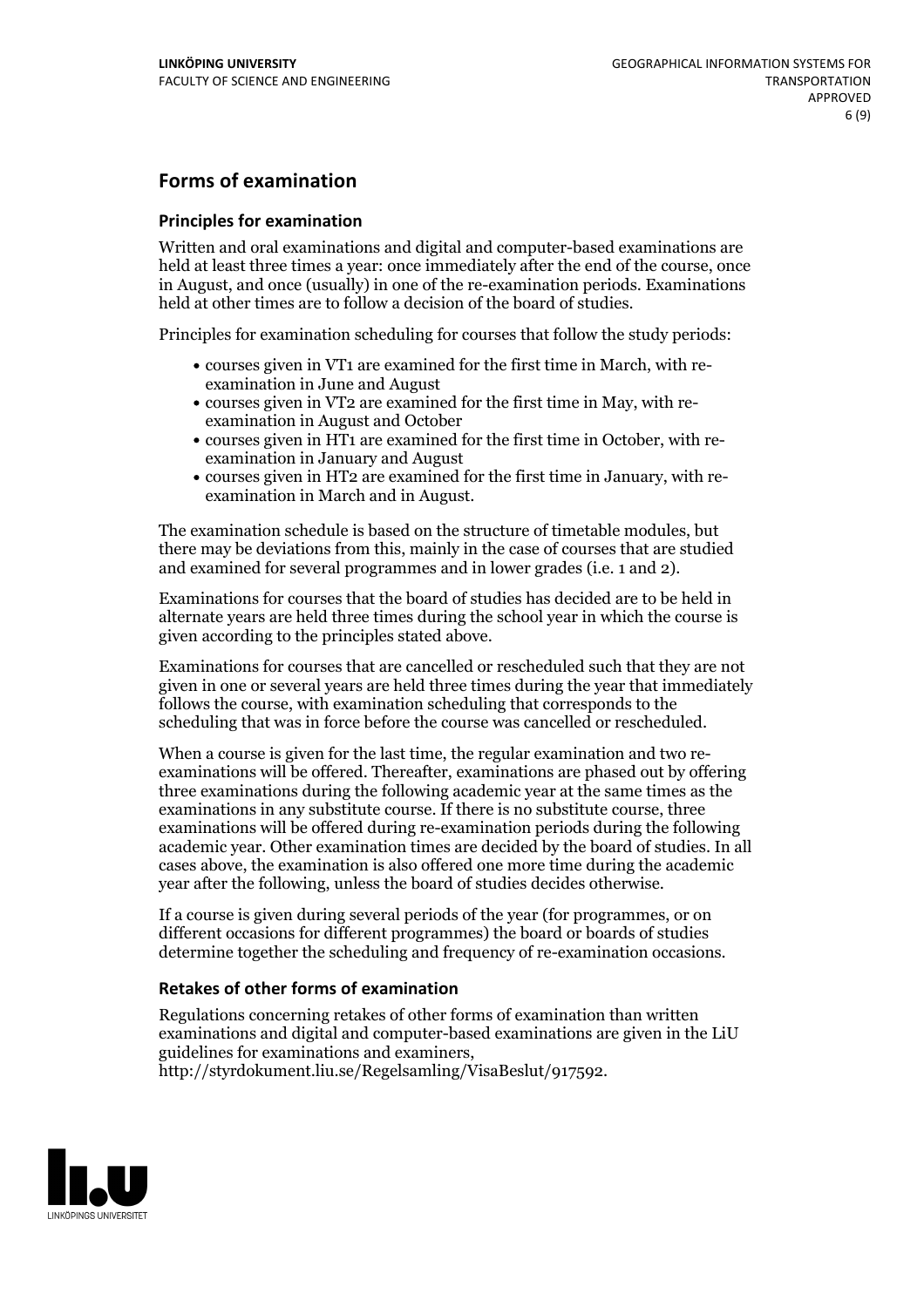## Forms of examination

### Principles for examination

Written and oral examinations and digital and computer-based examinations are held at least three times a year: once immediately after the end of the course, once in August, and once (usually) in one of the re-examination periods. Examinations held at other times are to follow a decision of the board of studies.

Principles for examination scheduling for courses that follow the study periods:

- courses given in VT1 are examined for the first time in March, with re-examination in June and August
- courses given in VT2 are examined for the first time in May, with re-examination in August and October
- courses given in HT1 are examined for the first time in October, with re-examination in January and August
- courses given in HT2 are examined for the first time in January, with re-examination in March and in August.

The examination schedule is based on the structure of timetable modules, but there may be deviations from this, mainly in the case of courses that are studied and examined for several programmes and in lower grades (i.e. 1 and 2).

Examinations for courses that the board of studies has decided are to be held in alternate years are held three times during the school year in which the course is given according to the principles stated above.

Examinations for courses that are cancelled or rescheduled such that they are not given in one or several years are held three times during the year that immediately follows the course, with examination scheduling that corresponds to the scheduling that was in force before the course was cancelled or rescheduled.

When a course is given for the last time, the regular examination and two re-examinations will be offered. Thereafter, examinations are phased out by offering three examinations during the following academic year at the same times as the examinations in any substitute course. If there is no substitute course, three examinations will be offered during re-examination periods during the following academic year. Other examination times are decided by the board of studies. In all cases above, the examination is also offered one more time during the academic year after the following, unless the board of studies decides otherwise.

If a course is given during several periods of the year (for programmes, or on different occasions for different programmes) the board or boards of studies determine together the scheduling and frequency of re-examination occasions.

### Retakes of other forms of examination

Regulations concerning retakes of other forms of examination than written examinations and digital and computer-based examinations are given in the LiU guidelines for examinations and examiners, http://styrdokument.liu.se/Regelsamling/VisaBeslut/917592.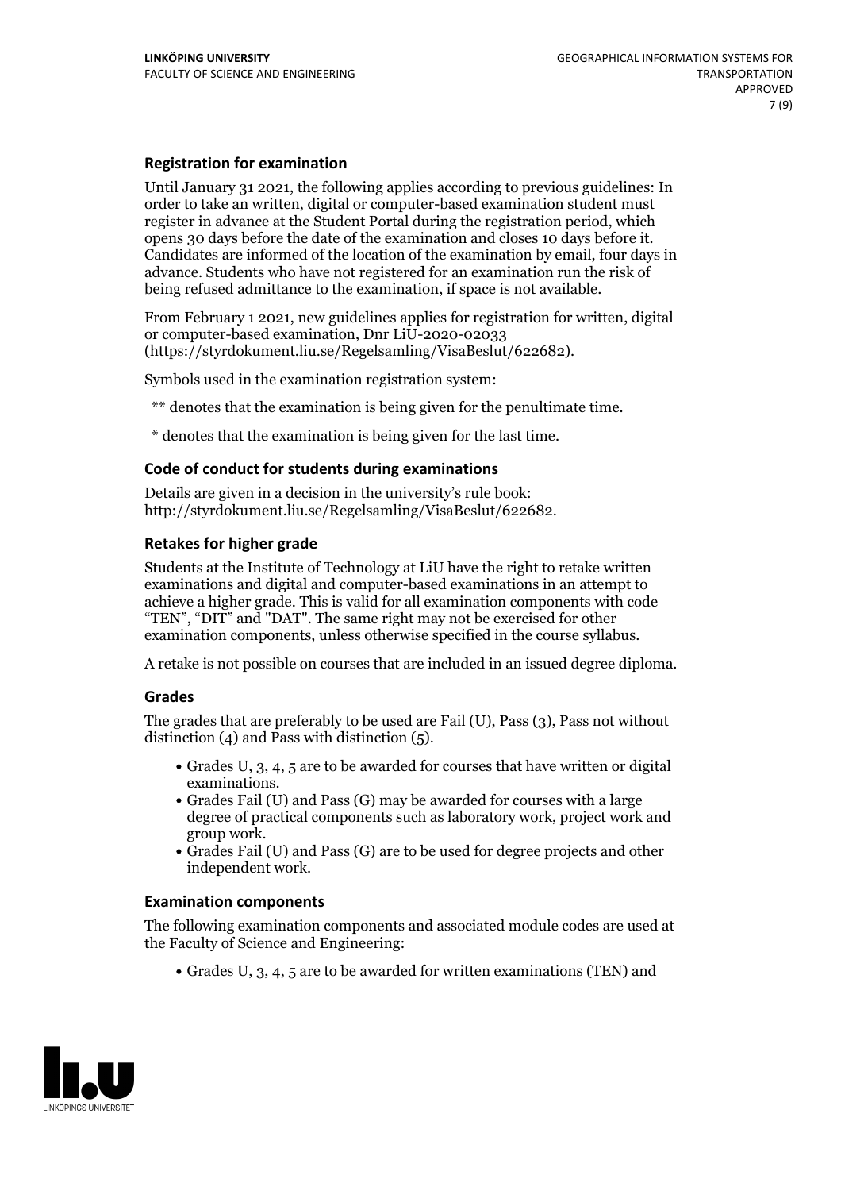### Registration for examination

Until January 31 2021, the following applies according to previous guidelines: In order to take an written, digital or computer-based examination student must register in advance at the Student Portal during the registration period, which opens 30 days before the date of the examination and closes 10 days before it. Candidates are informed of the location of the examination by email, four days in advance. Students who have not registered for an examination run the risk of being refused admittance to the examination, if space is not available.

From February 1 2021, new guidelines applies for registration for written, digital or computer-based examination, Dnr LiU-2020-02033 (https://styrdokument.liu.se/Regelsamling/VisaBeslut/622682).

Symbols used in the examination registration system:

** denotes that the examination is being given for the penultimate time.

* denotes that the examination is being given for the last time.

### Code of conduct for students during examinations

Details are given in a decision in the university's rule book: http://styrdokument.liu.se/Regelsamling/VisaBeslut/622682.

### Retakes for higher grade

Students at the Institute of Technology at LiU have the right to retake written examinations and digital and computer-based examinations in an attempt to achieve a higher grade. This is valid for all examination components with code "TEN", "DIT" and "DAT". The same right may not be exercised for other examination components, unless otherwise specified in the course syllabus.

A retake is not possible on courses that are included in an issued degree diploma.

### Grades

The grades that are preferably to be used are Fail (U), Pass (3), Pass not without distinction (4) and Pass with distinction (5).

- Grades U, 3, 4, 5 are to be awarded for courses that have written or digital examinations.
- Grades Fail (U) and Pass (G) may be awarded for courses with a large degree of practical components such as laboratory work, project work and group work.
- Grades Fail (U) and Pass (G) are to be used for degree projects and other independent work.

### Examination components

The following examination components and associated module codes are used at the Faculty of Science and Engineering:

- Grades U, 3, 4, 5 are to be awarded for written examinations (TEN) and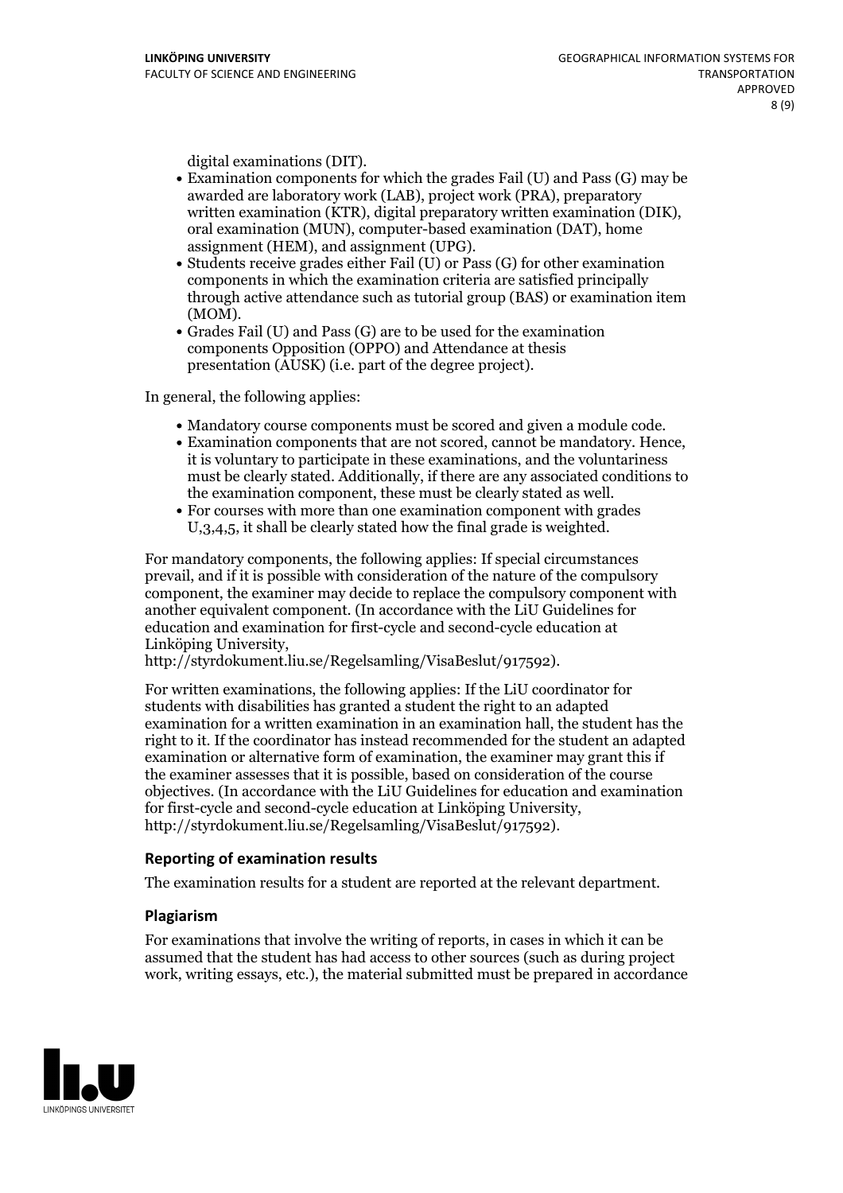digital examinations (DIT).

- Examination components for which the grades Fail (U) and Pass (G) may be awarded are laboratory work (LAB), project work (PRA), preparatory written examination (KTR), digital preparatory written examination (DIK), oral examination (MUN), computer-based examination (DAT), home assignment (HEM), and assignment (UPG).
- Students receive grades either Fail (U) or Pass (G) for other examination components in which the examination criteria are satisfied principally through active attendance such as tutorial group (BAS) or examination item (MOM).
- Grades Fail (U) and Pass (G) are to be used for the examination components Opposition (OPPO) and Attendance at thesis presentation (AUSK) (i.e. part of the degree project).

In general, the following applies:

- Mandatory course components must be scored and given a module code.
- Examination components that are not scored, cannot be mandatory. Hence, it is voluntary to participate in these examinations, and the voluntariness must be clearly stated. Additionally, if there are any associated conditions to the examination component, these must be clearly stated as well.
- For courses with more than one examination component with grades U,3,4,5, it shall be clearly stated how the final grade is weighted.

For mandatory components, the following applies: If special circumstances prevail, and if it is possible with consideration of the nature of the compulsory component, the examiner may decide to replace the compulsory component with another equivalent component. (In accordance with the LiU Guidelines for education and examination for first-cycle and second-cycle education at Linköping University, http://styrdokument.liu.se/Regelsamling/VisaBeslut/917592).

For written examinations, the following applies: If the LiU coordinator for students with disabilities has granted a student the right to an adapted examination for a written examination in an examination hall, the student has the right to it. If the coordinator has instead recommended for the student an adapted examination or alternative form of examination, the examiner may grant this if the examiner assesses that it is possible, based on consideration of the course objectives. (In accordance with the LiU Guidelines for education and examination for first-cycle and second-cycle education at Linköping University, http://styrdokument.liu.se/Regelsamling/VisaBeslut/917592).

### Reporting of examination results

The examination results for a student are reported at the relevant department.

### Plagiarism

For examinations that involve the writing of reports, in cases in which it can be assumed that the student has had access to other sources (such as during project work, writing essays, etc.), the material submitted must be prepared in accordance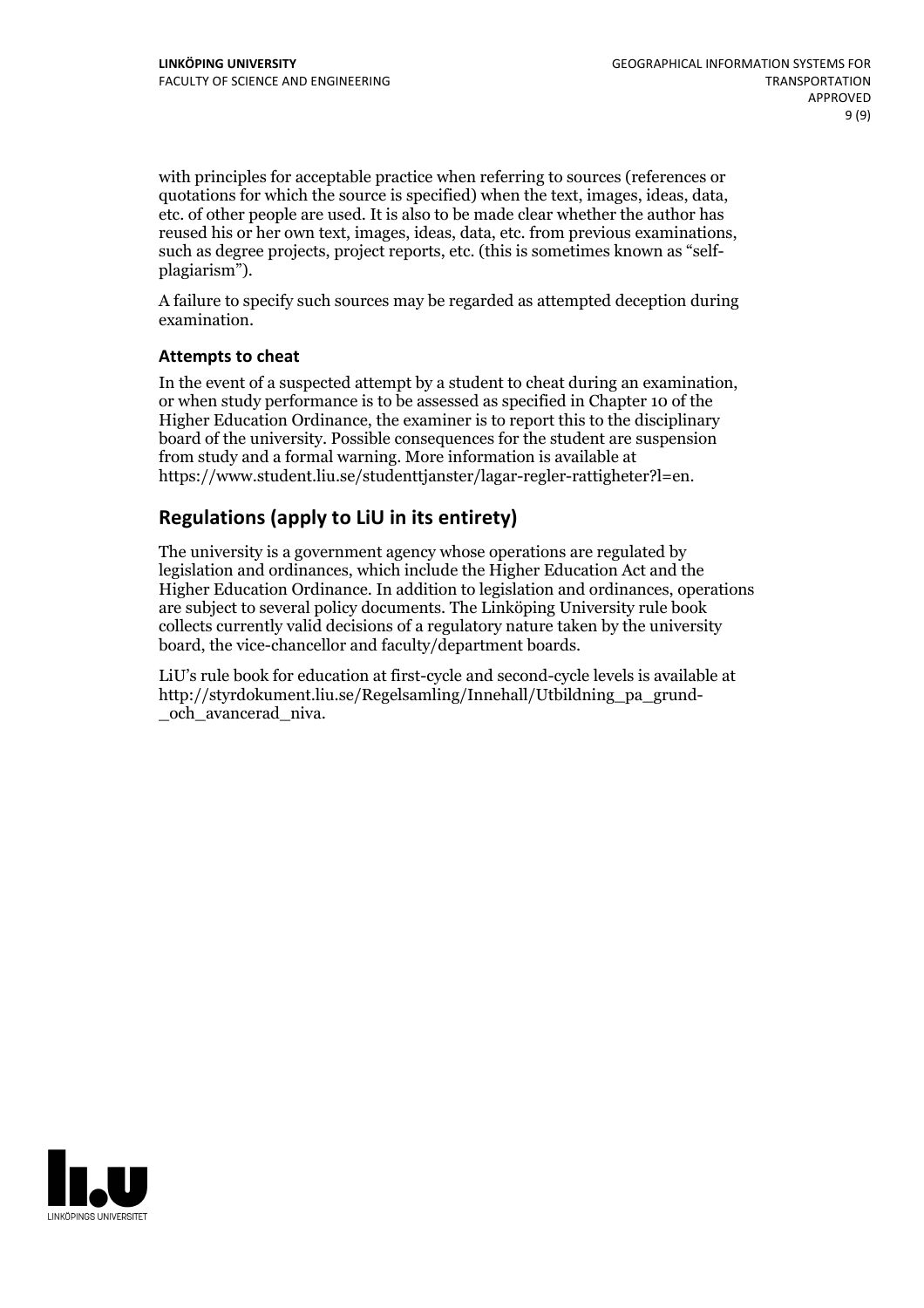with principles for acceptable practice when referring to sources (references or quotations for which the source is specified) when the text, images, ideas, data, etc. of other people are used. It is also to be made clear whether the author has reused his or her own text, images, ideas, data, etc. from previous examinations, such as degree projects, project reports, etc. (this is sometimes known as "self-plagiarism").

A failure to specify such sources may be regarded as attempted deception during examination.

**Attempts to cheat**

In the event of a suspected attempt by a student to cheat during an examination, or when study performance is to be assessed as specified in Chapter 10 of the Higher Education Ordinance, the examiner is to report this to the disciplinary board of the university. Possible consequences for the student are suspension from study and a formal warning. More information is available at https://www.student.liu.se/studenttjanster/lagar-regler-rattigheter?l=en.

## Regulations (apply to LiU in its entirety)

The university is a government agency whose operations are regulated by legislation and ordinances, which include the Higher Education Act and the Higher Education Ordinance. In addition to legislation and ordinances, operations are subject to several policy documents. The Linköping University rule book collects currently valid decisions of a regulatory nature taken by the university board, the vice-chancellor and faculty/department boards.

LiU's rule book for education at first-cycle and second-cycle levels is available at http://styrdokument.liu.se/Regelsamling/Innehall/Utbildning_pa_grund-_och_avancerad_niva.